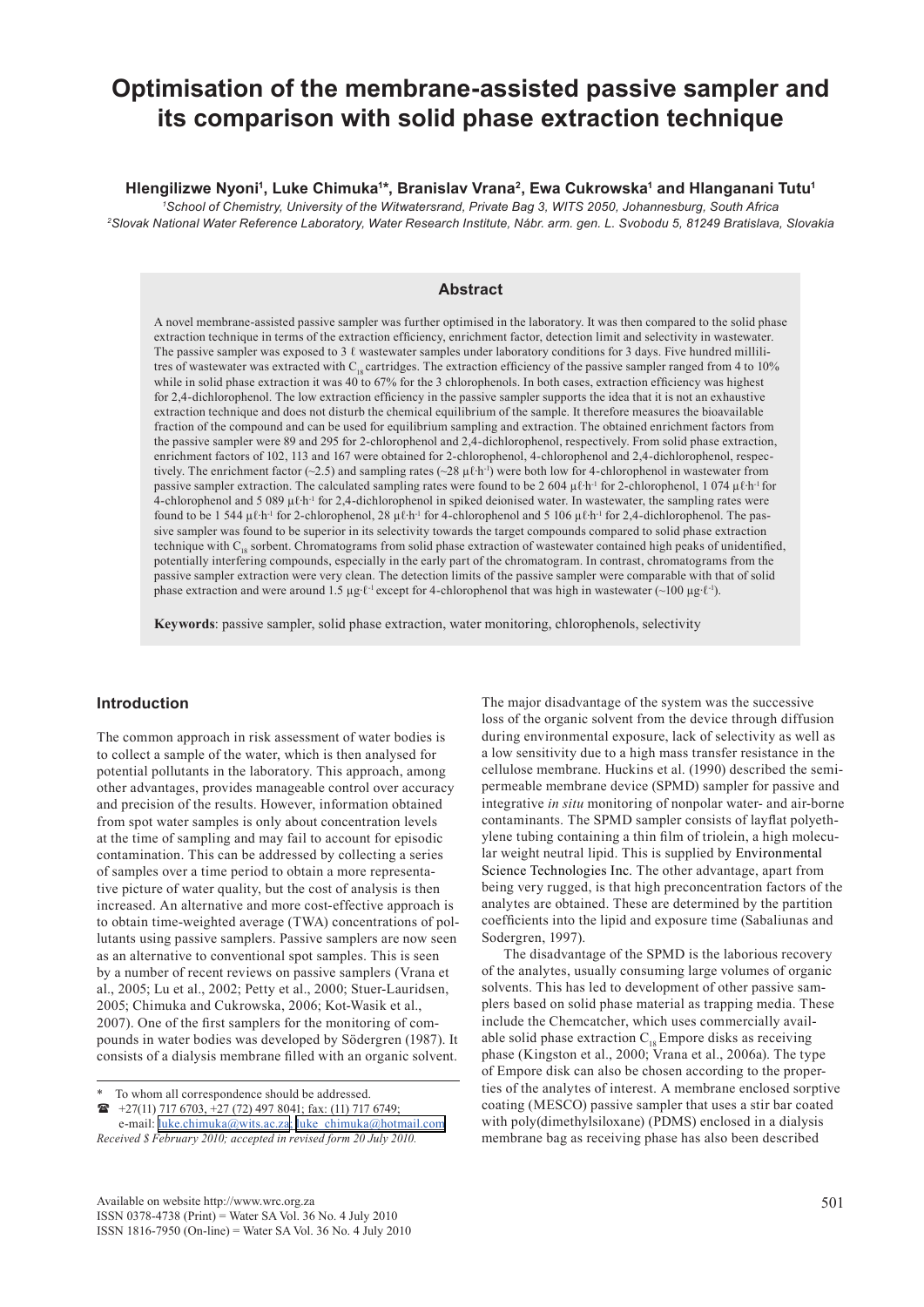# Optimisation of the membrane-assisted passive sampler and its comparison with solid phase extraction technique

**Hlengilizwe Nyoni[1], Luke Chimuka[1]\*, Branislav Vrana[2], Ewa Cukrowska[1] and Hlanganani Tutu[1]**

[1]*School of Chemistry, University of the Witwatersrand, Private Bag 3, WITS 2050, Johannesburg, South Africa*
[2]*Slovak National Water Reference Laboratory, Water Research Institute, Nábr. arm. gen. L. Svobodu 5, 81249 Bratislava, Slovakia*

## Abstract

A novel membrane-assisted passive sampler was further optimised in the laboratory. It was then compared to the solid phase extraction technique in terms of the extraction efficiency, enrichment factor, detection limit and selectivity in wastewater. The passive sampler was exposed to 3 ℓ wastewater samples under laboratory conditions for 3 days. Five hundred millilitres of wastewater was extracted with $C_{18}$ cartridges. The extraction efficiency of the passive sampler ranged from 4 to 10% while in solid phase extraction it was 40 to 67% for the 3 chlorophenols. In both cases, extraction efficiency was highest for 2,4-dichlorophenol. The low extraction efficiency in the passive sampler supports the idea that it is not an exhaustive extraction technique and does not disturb the chemical equilibrium of the sample. It therefore measures the bioavailable fraction of the compound and can be used for equilibrium sampling and extraction. The obtained enrichment factors from the passive sampler were 89 and 295 for 2-chlorophenol and 2,4-dichlorophenol, respectively. From solid phase extraction, enrichment factors of 102, 113 and 167 were obtained for 2-chlorophenol, 4-chlorophenol and 2,4-dichlorophenol, respectively. The enrichment factor (~2.5) and sampling rates (~28 μℓ·h$^{-1}$) were both low for 4-chlorophenol in wastewater from passive sampler extraction. The calculated sampling rates were found to be 2 604 μℓ·h$^{-1}$ for 2-chlorophenol, 1 074 μℓ·h$^{-1}$ for 4-chlorophenol and 5 089 μℓ·h$^{-1}$ for 2,4-dichlorophenol in spiked deionised water. In wastewater, the sampling rates were found to be 1 544 μℓ·h$^{-1}$ for 2-chlorophenol, 28 μℓ·h$^{-1}$ for 4-chlorophenol and 5 106 μℓ·h$^{-1}$ for 2,4-dichlorophenol. The passive sampler was found to be superior in its selectivity towards the target compounds compared to solid phase extraction technique with $C_{18}$ sorbent. Chromatograms from solid phase extraction of wastewater contained high peaks of unidentified, potentially interfering compounds, especially in the early part of the chromatogram. In contrast, chromatograms from the passive sampler extraction were very clean. The detection limits of the passive sampler were comparable with that of solid phase extraction and were around 1.5 μg·ℓ$^{-1}$ except for 4-chlorophenol that was high in wastewater (~100 μg·ℓ$^{-1}$).

**Keywords**: passive sampler, solid phase extraction, water monitoring, chlorophenols, selectivity

## Introduction

The common approach in risk assessment of water bodies is to collect a sample of the water, which is then analysed for potential pollutants in the laboratory. This approach, among other advantages, provides manageable control over accuracy and precision of the results. However, information obtained from spot water samples is only about concentration levels at the time of sampling and may fail to account for episodic contamination. This can be addressed by collecting a series of samples over a time period to obtain a more representative picture of water quality, but the cost of analysis is then increased. An alternative and more cost-effective approach is to obtain time-weighted average (TWA) concentrations of pollutants using passive samplers. Passive samplers are now seen as an alternative to conventional spot samples. This is seen by a number of recent reviews on passive samplers (Vrana et al., 2005; Lu et al., 2002; Petty et al., 2000; Stuer-Lauridsen, 2005; Chimuka and Cukrowska, 2006; Kot-Wasik et al., 2007). One of the first samplers for the monitoring of compounds in water bodies was developed by Södergren (1987). It consists of a dialysis membrane filled with an organic solvent. The major disadvantage of the system was the successive loss of the organic solvent from the device through diffusion during environmental exposure, lack of selectivity as well as a low sensitivity due to a high mass transfer resistance in the cellulose membrane. Huckins et al. (1990) described the semipermeable membrane device (SPMD) sampler for passive and integrative *in situ* monitoring of nonpolar water- and air-borne contaminants. The SPMD sampler consists of layflat polyethylene tubing containing a thin film of triolein, a high molecular weight neutral lipid. This is supplied by Environmental Science Technologies Inc. The other advantage, apart from being very rugged, is that high preconcentration factors of the analytes are obtained. These are determined by the partition coefficients into the lipid and exposure time (Sabaliunas and Sodergren, 1997).

The disadvantage of the SPMD is the laborious recovery of the analytes, usually consuming large volumes of organic solvents. This has led to development of other passive samplers based on solid phase material as trapping media. These include the Chemcatcher, which uses commercially available solid phase extraction $C_{18}$ Empore disks as receiving phase (Kingston et al., 2000; Vrana et al., 2006a). The type of Empore disk can also be chosen according to the properties of the analytes of interest. A membrane enclosed sorptive coating (MESCO) passive sampler that uses a stir bar coated with poly(dimethylsiloxane) (PDMS) enclosed in a dialysis membrane bag as receiving phase has also been described

\* To whom all correspondence should be addressed.
☎ +27(11) 717 6703, +27 (72) 497 8041; fax: (11) 717 6749;
e-mail: luke.chimuka@wits.ac.za; luke_chimuka@hotmail.com
*Received 8 February 2010; accepted in revised form 20 July 2010.*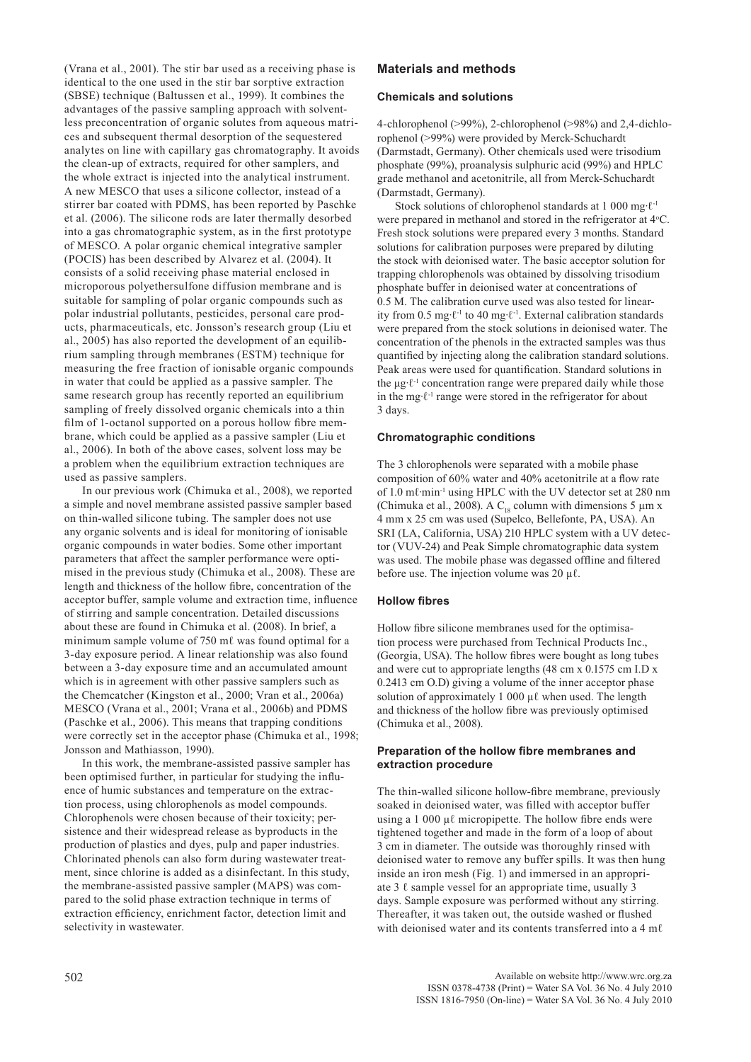(Vrana et al., 2001). The stir bar used as a receiving phase is identical to the one used in the stir bar sorptive extraction (SBSE) technique (Baltussen et al., 1999). It combines the advantages of the passive sampling approach with solventless preconcentration of organic solutes from aqueous matrices and subsequent thermal desorption of the sequestered analytes on line with capillary gas chromatography. It avoids the clean-up of extracts, required for other samplers, and the whole extract is injected into the analytical instrument. A new MESCO that uses a silicone collector, instead of a stirrer bar coated with PDMS, has been reported by Paschke et al. (2006). The silicone rods are later thermally desorbed into a gas chromatographic system, as in the first prototype of MESCO. A polar organic chemical integrative sampler (POCIS) has been described by Alvarez et al. (2004). It consists of a solid receiving phase material enclosed in microporous polyethersulfone diffusion membrane and is suitable for sampling of polar organic compounds such as polar industrial pollutants, pesticides, personal care products, pharmaceuticals, etc. Jonsson's research group (Liu et al., 2005) has also reported the development of an equilibrium sampling through membranes (ESTM) technique for measuring the free fraction of ionisable organic compounds in water that could be applied as a passive sampler. The same research group has recently reported an equilibrium sampling of freely dissolved organic chemicals into a thin film of 1-octanol supported on a porous hollow fibre membrane, which could be applied as a passive sampler (Liu et al., 2006). In both of the above cases, solvent loss may be a problem when the equilibrium extraction techniques are used as passive samplers.

In our previous work (Chimuka et al., 2008), we reported a simple and novel membrane assisted passive sampler based on thin-walled silicone tubing. The sampler does not use any organic solvents and is ideal for monitoring of ionisable organic compounds in water bodies. Some other important parameters that affect the sampler performance were optimised in the previous study (Chimuka et al., 2008). These are length and thickness of the hollow fibre, concentration of the acceptor buffer, sample volume and extraction time, influence of stirring and sample concentration. Detailed discussions about these are found in Chimuka et al. (2008). In brief, a minimum sample volume of 750 mℓ was found optimal for a 3-day exposure period. A linear relationship was also found between a 3-day exposure time and an accumulated amount which is in agreement with other passive samplers such as the Chemcatcher (Kingston et al., 2000; Vran et al., 2006a) MESCO (Vrana et al., 2001; Vrana et al., 2006b) and PDMS (Paschke et al., 2006). This means that trapping conditions were correctly set in the acceptor phase (Chimuka et al., 1998; Jonsson and Mathiasson, 1990).

In this work, the membrane-assisted passive sampler has been optimised further, in particular for studying the influence of humic substances and temperature on the extraction process, using chlorophenols as model compounds. Chlorophenols were chosen because of their toxicity; persistence and their widespread release as byproducts in the production of plastics and dyes, pulp and paper industries. Chlorinated phenols can also form during wastewater treatment, since chlorine is added as a disinfectant. In this study, the membrane-assisted passive sampler (MAPS) was compared to the solid phase extraction technique in terms of extraction efficiency, enrichment factor, detection limit and selectivity in wastewater.

## Materials and methods

### Chemicals and solutions

4-chlorophenol (>99%), 2-chlorophenol (>98%) and 2,4-dichlorophenol (>99%) were provided by Merck-Schuchardt (Darmstadt, Germany). Other chemicals used were trisodium phosphate (99%), proanalysis sulphuric acid (99%) and HPLC grade methanol and acetonitrile, all from Merck-Schuchardt (Darmstadt, Germany).

Stock solutions of chlorophenol standards at 1 000 mg·ℓ$^{-1}$ were prepared in methanol and stored in the refrigerator at 4°C. Fresh stock solutions were prepared every 3 months. Standard solutions for calibration purposes were prepared by diluting the stock with deionised water. The basic acceptor solution for trapping chlorophenols was obtained by dissolving trisodium phosphate buffer in deionised water at concentrations of 0.5 M. The calibration curve used was also tested for linearity from 0.5 mg·ℓ$^{-1}$ to 40 mg·ℓ$^{-1}$. External calibration standards were prepared from the stock solutions in deionised water. The concentration of the phenols in the extracted samples was thus quantified by injecting along the calibration standard solutions. Peak areas were used for quantification. Standard solutions in the µg·ℓ$^{-1}$ concentration range were prepared daily while those in the mg·ℓ$^{-1}$ range were stored in the refrigerator for about 3 days.

### Chromatographic conditions

The 3 chlorophenols were separated with a mobile phase composition of 60% water and 40% acetonitrile at a flow rate of 1.0 mℓ·min$^{-1}$ using HPLC with the UV detector set at 280 nm (Chimuka et al., 2008). A $C_{18}$ column with dimensions 5 µm x 4 mm x 25 cm was used (Supelco, Bellefonte, PA, USA). An SRI (LA, California, USA) 210 HPLC system with a UV detector (VUV-24) and Peak Simple chromatographic data system was used. The mobile phase was degassed offline and filtered before use. The injection volume was 20 µℓ.

### Hollow fibres

Hollow fibre silicone membranes used for the optimisation process were purchased from Technical Products Inc., (Georgia, USA). The hollow fibres were bought as long tubes and were cut to appropriate lengths (48 cm x 0.1575 cm I.D x 0.2413 cm O.D) giving a volume of the inner acceptor phase solution of approximately 1 000 µℓ when used. The length and thickness of the hollow fibre was previously optimised (Chimuka et al., 2008).

### Preparation of the hollow fibre membranes and extraction procedure

The thin-walled silicone hollow-fibre membrane, previously soaked in deionised water, was filled with acceptor buffer using a 1 000 µℓ micropipette. The hollow fibre ends were tightened together and made in the form of a loop of about 3 cm in diameter. The outside was thoroughly rinsed with deionised water to remove any buffer spills. It was then hung inside an iron mesh (Fig. 1) and immersed in an appropriate 3 ℓ sample vessel for an appropriate time, usually 3 days. Sample exposure was performed without any stirring. Thereafter, it was taken out, the outside washed or flushed with deionised water and its contents transferred into a 4 mℓ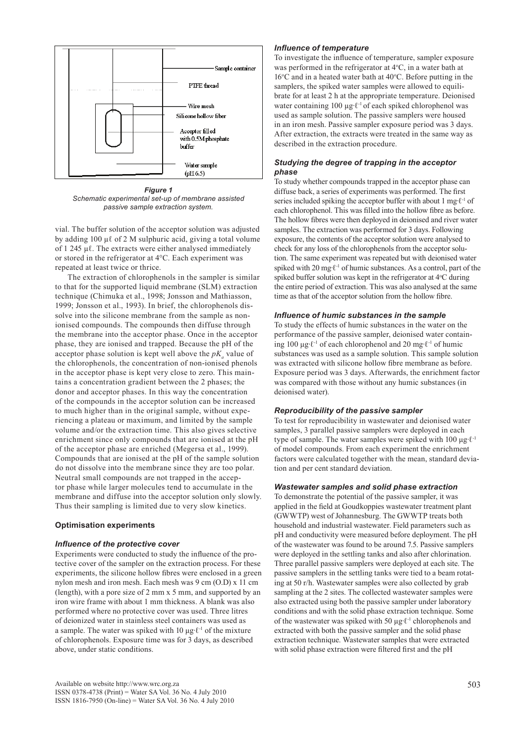**Figure 1**
*Schematic experimental set-up of membrane assisted passive sample extraction system.*

vial. The buffer solution of the acceptor solution was adjusted by adding 100 μℓ of 2 M sulphuric acid, giving a total volume of 1 245 μℓ. The extracts were either analysed immediately or stored in the refrigerator at 4°C. Each experiment was repeated at least twice or thrice.

The extraction of chlorophenols in the sampler is similar to that for the supported liquid membrane (SLM) extraction technique (Chimuka et al., 1998; Jonsson and Mathiasson, 1999; Jonsson et al., 1993). In brief, the chlorophenols dissolve into the silicone membrane from the sample as non-ionised compounds. The compounds then diffuse through the membrane into the acceptor phase. Once in the acceptor phase, they are ionised and trapped. Because the pH of the acceptor phase solution is kept well above the $pK_a$ value of the chlorophenols, the concentration of non-ionised phenols in the acceptor phase is kept very close to zero. This maintains a concentration gradient between the 2 phases; the donor and acceptor phases. In this way the concentration of the compounds in the acceptor solution can be increased to much higher than in the original sample, without experiencing a plateau or maximum, and limited by the sample volume and/or the extraction time. This also gives selective enrichment since only compounds that are ionised at the pH of the acceptor phase are enriched (Megersa et al., 1999). Compounds that are ionised at the pH of the sample solution do not dissolve into the membrane since they are too polar. Neutral small compounds are not trapped in the acceptor phase while larger molecules tend to accumulate in the membrane and diffuse into the acceptor solution only slowly. Thus their sampling is limited due to very slow kinetics.

## Optimisation experiments

### *Influence of the protective cover*

Experiments were conducted to study the influence of the protective cover of the sampler on the extraction process. For these experiments, the silicone hollow fibres were enclosed in a green nylon mesh and iron mesh. Each mesh was 9 cm (O.D) x 11 cm (length), with a pore size of 2 mm x 5 mm, and supported by an iron wire frame with about 1 mm thickness. A blank was also performed where no protective cover was used. Three litres of deionized water in stainless steel containers was used as a sample. The water was spiked with 10 μg·ℓ$^{-1}$ of the mixture of chlorophenols. Exposure time was for 3 days, as described above, under static conditions.

### *Influence of temperature*

To investigate the influence of temperature, sampler exposure was performed in the refrigerator at 4°C, in a water bath at 16°C and in a heated water bath at 40°C. Before putting in the samplers, the spiked water samples were allowed to equilibrate for at least 2 h at the appropriate temperature. Deionised water containing 100 μg·ℓ$^{-1}$ of each spiked chlorophenol was used as sample solution. The passive samplers were housed in an iron mesh. Passive sampler exposure period was 3 days. After extraction, the extracts were treated in the same way as described in the extraction procedure.

### *Studying the degree of trapping in the acceptor phase*

To study whether compounds trapped in the acceptor phase can diffuse back, a series of experiments was performed. The first series included spiking the acceptor buffer with about 1 mg·ℓ$^{-1}$ of each chlorophenol. This was filled into the hollow fibre as before. The hollow fibres were then deployed in deionised and river water samples. The extraction was performed for 3 days. Following exposure, the contents of the acceptor solution were analysed to check for any loss of the chlorophenols from the acceptor solution. The same experiment was repeated but with deionised water spiked with 20 mg·ℓ$^{-1}$ of humic substances. As a control, part of the spiked buffer solution was kept in the refrigerator at 4°C during the entire period of extraction. This was also analysed at the same time as that of the acceptor solution from the hollow fibre.

### *Influence of humic substances in the sample*

To study the effects of humic substances in the water on the performance of the passive sampler, deionised water containing 100 μg·ℓ$^{-1}$ of each chlorophenol and 20 mg·ℓ$^{-1}$ of humic substances was used as a sample solution. This sample solution was extracted with silicone hollow fibre membrane as before. Exposure period was 3 days. Afterwards, the enrichment factor was compared with those without any humic substances (in deionised water).

### *Reproducibility of the passive sampler*

To test for reproducibility in wastewater and deionised water samples, 3 parallel passive samplers were deployed in each type of sample. The water samples were spiked with 100 μg·ℓ$^{-1}$ of model compounds. From each experiment the enrichment factors were calculated together with the mean, standard deviation and per cent standard deviation.

### *Wastewater samples and solid phase extraction*

To demonstrate the potential of the passive sampler, it was applied in the field at Goudkoppies wastewater treatment plant (GWWTP) west of Johannesburg. The GWWTP treats both household and industrial wastewater. Field parameters such as pH and conductivity were measured before deployment. The pH of the wastewater was found to be around 7.5. Passive samplers were deployed in the settling tanks and also after chlorination. Three parallel passive samplers were deployed at each site. The passive samplers in the settling tanks were tied to a beam rotating at 50 r/h. Wastewater samples were also collected by grab sampling at the 2 sites. The collected wastewater samples were also extracted using both the passive sampler under laboratory conditions and with the solid phase extraction technique. Some of the wastewater was spiked with 50 μg·ℓ$^{-1}$ chlorophenols and extracted with both the passive sampler and the solid phase extraction technique. Wastewater samples that were extracted with solid phase extraction were filtered first and the pH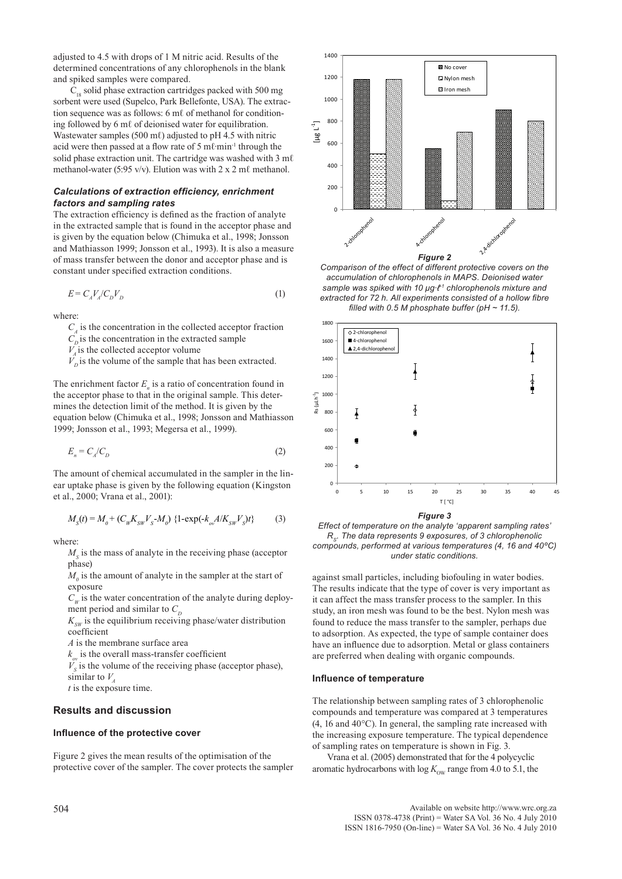adjusted to 4.5 with drops of 1 M nitric acid. Results of the determined concentrations of any chlorophenols in the blank and spiked samples were compared.

$C_{18}$ solid phase extraction cartridges packed with 500 mg sorbent were used (Supelco, Park Bellefonte, USA). The extraction sequence was as follows: 6 mℓ of methanol for conditioning followed by 6 mℓ of deionised water for equilibration. Wastewater samples (500 mℓ) adjusted to pH 4.5 with nitric acid were then passed at a flow rate of 5 mℓ·min$^{-1}$ through the solid phase extraction unit. The cartridge was washed with 3 mℓ methanol-water (5:95 v/v). Elution was with 2 x 2 mℓ methanol.

### *Calculations of extraction efficiency, enrichment factors and sampling rates*

The extraction efficiency is defined as the fraction of analyte in the extracted sample that is found in the acceptor phase and is given by the equation below (Chimuka et al., 1998; Jonsson and Mathiasson 1999; Jonsson et al., 1993). It is also a measure of mass transfer between the donor and acceptor phase and is constant under specified extraction conditions.

$$E = C_A V_A / C_D V_D \tag{1}$$

where:

$C_A$ is the concentration in the collected acceptor fraction
$C_D$ is the concentration in the extracted sample
$V_A$ is the collected acceptor volume
$V_D$ is the volume of the sample that has been extracted.

The enrichment factor $E_n$ is a ratio of concentration found in the acceptor phase to that in the original sample. This determines the detection limit of the method. It is given by the equation below (Chimuka et al., 1998; Jonsson and Mathiasson 1999; Jonsson et al., 1993; Megersa et al., 1999).

$$E_n = C_A / C_D \tag{2}$$

The amount of chemical accumulated in the sampler in the linear uptake phase is given by the following equation (Kingston et al., 2000; Vrana et al., 2001):

$$M_S(t) = M_0 + (C_W K_{SW} V_S - M_0)\ \{1-\exp(-k_{ov} A / K_{SW} V_S) t\} \tag{3}$$

where:

$M_S$ is the mass of analyte in the receiving phase (acceptor phase)
$M_0$ is the amount of analyte in the sampler at the start of exposure
$C_W$ is the water concentration of the analyte during deployment period and similar to $C_D$
$K_{SW}$ is the equilibrium receiving phase/water distribution coefficient
$A$ is the membrane surface area
$k_{ov}$ is the overall mass-transfer coefficient
$V_S$ is the volume of the receiving phase (acceptor phase), similar to $V_A$
$t$ is the exposure time.

## Results and discussion

### Influence of the protective cover

Figure 2 gives the mean results of the optimisation of the protective cover of the sampler. The cover protects the sampler against small particles, including biofouling in water bodies. The results indicate that the type of cover is very important as it can affect the mass transfer process to the sampler. In this study, an iron mesh was found to be the best. Nylon mesh was found to reduce the mass transfer to the sampler, perhaps due to adsorption. As expected, the type of sample container does have an influence due to adsorption. Metal or glass containers are preferred when dealing with organic compounds.

***Figure 2***

*Comparison of the effect of different protective covers on the accumulation of chlorophenols in MAPS. Deionised water sample was spiked with 10 µg·ℓ$^{-1}$ chlorophenols mixture and extracted for 72 h. All experiments consisted of a hollow fibre filled with 0.5 M phosphate buffer (pH ~ 11.5).*

***Figure 3***

*Effect of temperature on the analyte 'apparent sampling rates' $R_S$. The data represents 9 exposures, of 3 chlorophenolic compounds, performed at various temperatures (4, 16 and 40°C) under static conditions.*

### Influence of temperature

The relationship between sampling rates of 3 chlorophenolic compounds and temperature was compared at 3 temperatures (4, 16 and 40°C). In general, the sampling rate increased with the increasing exposure temperature. The typical dependence of sampling rates on temperature is shown in Fig. 3.

Vrana et al. (2005) demonstrated that for the 4 polycyclic aromatic hydrocarbons with log $K_{OW}$ range from 4.0 to 5.1, the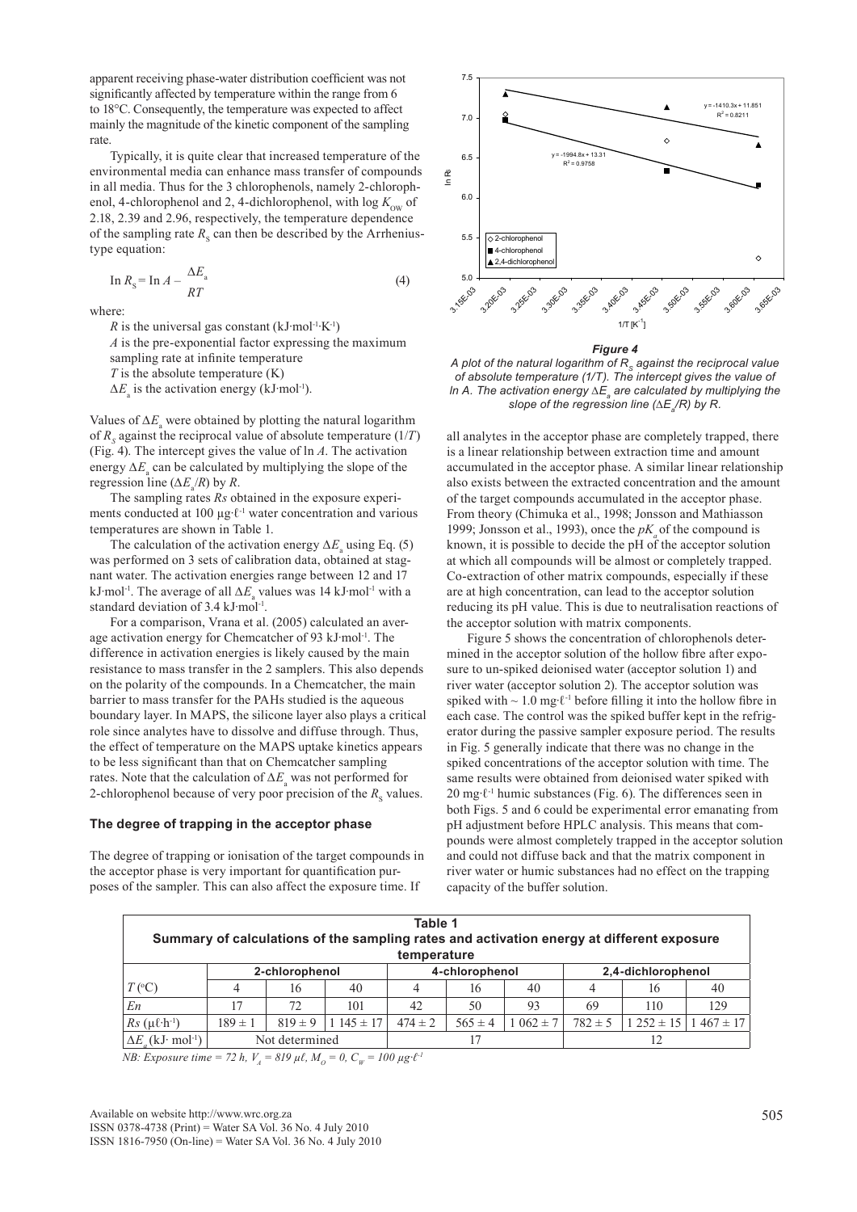apparent receiving phase-water distribution coefficient was not significantly affected by temperature within the range from 6 to 18°C. Consequently, the temperature was expected to affect mainly the magnitude of the kinetic component of the sampling rate.

Typically, it is quite clear that increased temperature of the environmental media can enhance mass transfer of compounds in all media. Thus for the 3 chlorophenols, namely 2-chlorophenol, 4-chlorophenol and 2, 4-dichlorophenol, with log $K_{OW}$ of 2.18, 2.39 and 2.96, respectively, the temperature dependence of the sampling rate $R_S$ can then be described by the Arrhenius-type equation:

$$\ln R_S = \ln A - \frac{\Delta E_a}{RT} \tag{4}$$

where:

$R$ is the universal gas constant (kJ·mol$^{-1}$·K$^{-1}$)
$A$ is the pre-exponential factor expressing the maximum sampling rate at infinite temperature
$T$ is the absolute temperature (K)
$\Delta E_a$ is the activation energy (kJ·mol$^{-1}$).

Values of $\Delta E_a$ were obtained by plotting the natural logarithm of $R_S$ against the reciprocal value of absolute temperature ($1/T$) (Fig. 4). The intercept gives the value of ln $A$. The activation energy $\Delta E_a$ can be calculated by multiplying the slope of the regression line ($\Delta E_a/R$) by $R$.

The sampling rates $Rs$ obtained in the exposure experiments conducted at 100 µg·ℓ$^{-1}$ water concentration and various temperatures are shown in Table 1.

The calculation of the activation energy $\Delta E_a$ using Eq. (5) was performed on 3 sets of calibration data, obtained at stagnant water. The activation energies range between 12 and 17 kJ·mol$^{-1}$. The average of all $\Delta E_a$ values was 14 kJ·mol$^{-1}$ with a standard deviation of 3.4 kJ·mol$^{-1}$.

For a comparison, Vrana et al. (2005) calculated an average activation energy for Chemcatcher of 93 kJ·mol$^{-1}$. The difference in activation energies is likely caused by the main resistance to mass transfer in the 2 samplers. This also depends on the polarity of the compounds. In a Chemcatcher, the main barrier to mass transfer for the PAHs studied is the aqueous boundary layer. In MAPS, the silicone layer also plays a critical role since analytes have to dissolve and diffuse through. Thus, the effect of temperature on the MAPS uptake kinetics appears to be less significant than that on Chemcatcher sampling rates. Note that the calculation of $\Delta E_a$ was not performed for 2-chlorophenol because of very poor precision of the $R_S$ values.

*Figure 4*
*A plot of the natural logarithm of $R_S$ against the reciprocal value of absolute temperature (1/T). The intercept gives the value of ln A. The activation energy $\Delta E_a$ are calculated by multiplying the slope of the regression line ($\Delta E_a/R$) by R.*

### The degree of trapping in the acceptor phase

The degree of trapping or ionisation of the target compounds in the acceptor phase is very important for quantification purposes of the sampler. This can also affect the exposure time. If all analytes in the acceptor phase are completely trapped, there is a linear relationship between extraction time and amount accumulated in the acceptor phase. A similar linear relationship also exists between the extracted concentration and the amount of the target compounds accumulated in the acceptor phase. From theory (Chimuka et al., 1998; Jonsson and Mathiasson 1999; Jonsson et al., 1993), once the $pK_a$ of the compound is known, it is possible to decide the pH of the acceptor solution at which all compounds will be almost or completely trapped. Co-extraction of other matrix compounds, especially if these are at high concentration, can lead to the acceptor solution reducing its pH value. This is due to neutralisation reactions of the acceptor solution with matrix components.

Figure 5 shows the concentration of chlorophenols determined in the acceptor solution of the hollow fibre after exposure to un-spiked deionised water (acceptor solution 1) and river water (acceptor solution 2). The acceptor solution was spiked with ~ 1.0 mg·ℓ$^{-1}$ before filling it into the hollow fibre in each case. The control was the spiked buffer kept in the refrigerator during the passive sampler exposure period. The results in Fig. 5 generally indicate that there was no change in the spiked concentrations of the acceptor solution with time. The same results were obtained from deionised water spiked with 20 mg·ℓ$^{-1}$ humic substances (Fig. 6). The differences seen in both Figs. 5 and 6 could be experimental error emanating from pH adjustment before HPLC analysis. This means that compounds were almost completely trapped in the acceptor solution and could not diffuse back and that the matrix component in river water or humic substances had no effect on the trapping capacity of the buffer solution.

**Table 1**
**Summary of calculations of the sampling rates and activation energy at different exposure temperature**

| | 2-chlorophenol | | | 4-chlorophenol | | | 2,4-dichlorophenol | | |
|---|---|---|---|---|---|---|---|---|---|
| $T$ (°C) | 4 | 16 | 40 | 4 | 16 | 40 | 4 | 16 | 40 |
| $En$ | 17 | 72 | 101 | 42 | 50 | 93 | 69 | 110 | 129 |
| $Rs$ (µℓ·h$^{-1}$) | 189 ± 1 | 819 ± 9 | 1 145 ± 17 | 474 ± 2 | 565 ± 4 | 1 062 ± 7 | 782 ± 5 | 1 252 ± 15 | 1 467 ± 17 |
| $\Delta E_a$ (kJ· mol$^{-1}$) | Not determined | | | 17 | | | 12 | | |

*NB: Exposure time = 72 h, $V_A$ = 819 µℓ, $M_O$ = 0, $C_W$ = 100 µg·ℓ$^{-1}$*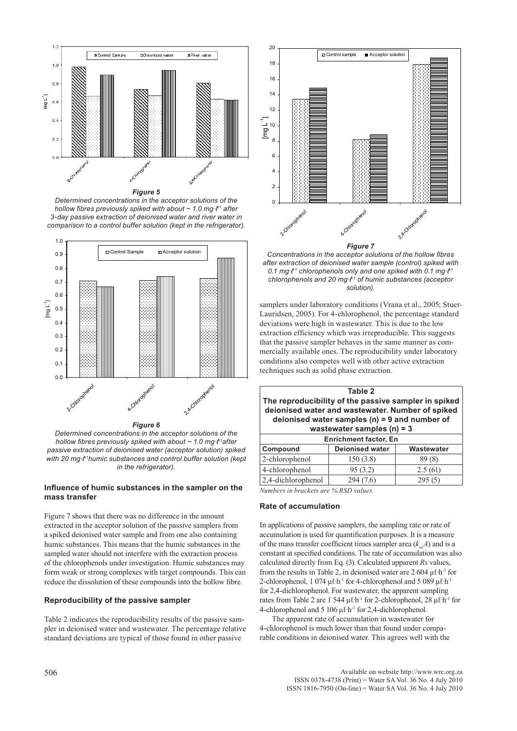*Figure 5*

*Determined concentrations in the acceptor solutions of the hollow fibres previously spiked with about ~ 1.0 mg·ℓ⁻¹ after 3-day passive extraction of deionised water and river water in comparison to a control buffer solution (kept in the refrigerator).*

*Figure 6*

*Determined concentrations in the acceptor solutions of the hollow fibres previously spiked with about ~ 1.0 mg·ℓ⁻¹after passive extraction of deionised water (acceptor solution) spiked with 20 mg·ℓ⁻¹humic substances and control buffer solution (kept in the refrigerator).*

### Influence of humic substances in the sampler on the mass transfer

Figure 7 shows that there was no difference in the amount extracted in the acceptor solution of the passive samplers from a spiked deionised water sample and from one also containing humic substances. This means that the humic substances in the sampled water should not interfere with the extraction process of the chlorophenols under investigation. Humic substances may form weak or strong complexes with target compounds. This can reduce the dissolution of these compounds into the hollow fibre.

### Reproducibility of the passive sampler

Table 2 indicates the reproducibility results of the passive sampler in deionised water and wastewater. The percentage relative standard deviations are typical of those found in other passive

*Figure 7*

*Concentrations in the acceptor solutions of the hollow fibres after extraction of deionised water sample (control) spiked with 0.1 mg·ℓ⁻¹ chlorophenols only and one spiked with 0.1 mg·ℓ⁻¹ chlorophenols and 20 mg·ℓ⁻¹ of humic substances (acceptor solution).*

samplers under laboratory conditions (Vrana et al., 2005; Stuer-Lauridsen, 2005). For 4-chlorophenol, the percentage standard deviations were high in wastewater. This is due to the low extraction efficiency which was irreproducible. This suggests that the passive sampler behaves in the same manner as commercially available ones. The reproducibility under laboratory conditions also competes well with other active extraction techniques such as solid phase extraction.

**Table 2**
**The reproducibility of the passive sampler in spiked deionised water and wastewater. Number of spiked deionised water samples (n) = 9 and number of wastewater samples (n) = 3**

| | Enrichment factor, En | |
|---|---|---|
| **Compound** | **Deionised water** | **Wastewater** |
| 2-chlorophenol | 150 (3.8) | 89 (8) |
| 4-chlorophenol | 95 (3.2) | 2.5 (61) |
| 2,4-dichlorophenol | 294 (7.6) | 295 (5) |

*Numbers in brackets are % RSD values.*

### Rate of accumulation

In applications of passive samplers, the sampling rate or rate of accumulation is used for quantification purposes. It is a measure of the mass transfer coefficient times sampler area ($k_{ov}A$) and is a constant at specified conditions. The rate of accumulation was also calculated directly from Eq. (3). Calculated apparent $Rs$ values, from the results in Table 2, in deionised water are 2 604 µℓ·h⁻¹ for 2-chlorophenol, 1 074 µℓ·h⁻¹ for 4-chlorophenol and 5 089 µℓ·h⁻¹ for 2,4-dichlorophenol. For wastewater, the apparent sampling rates from Table 2 are 1 544 µℓ·h⁻¹ for 2-chlorophenol, 28 µℓ·h⁻¹ for 4-chlorophenol and 5 106 µℓ·h⁻¹ for 2,4-dichlorophenol.

The apparent rate of accumulation in wastewater for 4-chlorophenol is much lower than that found under comparable conditions in deionised water. This agrees well with the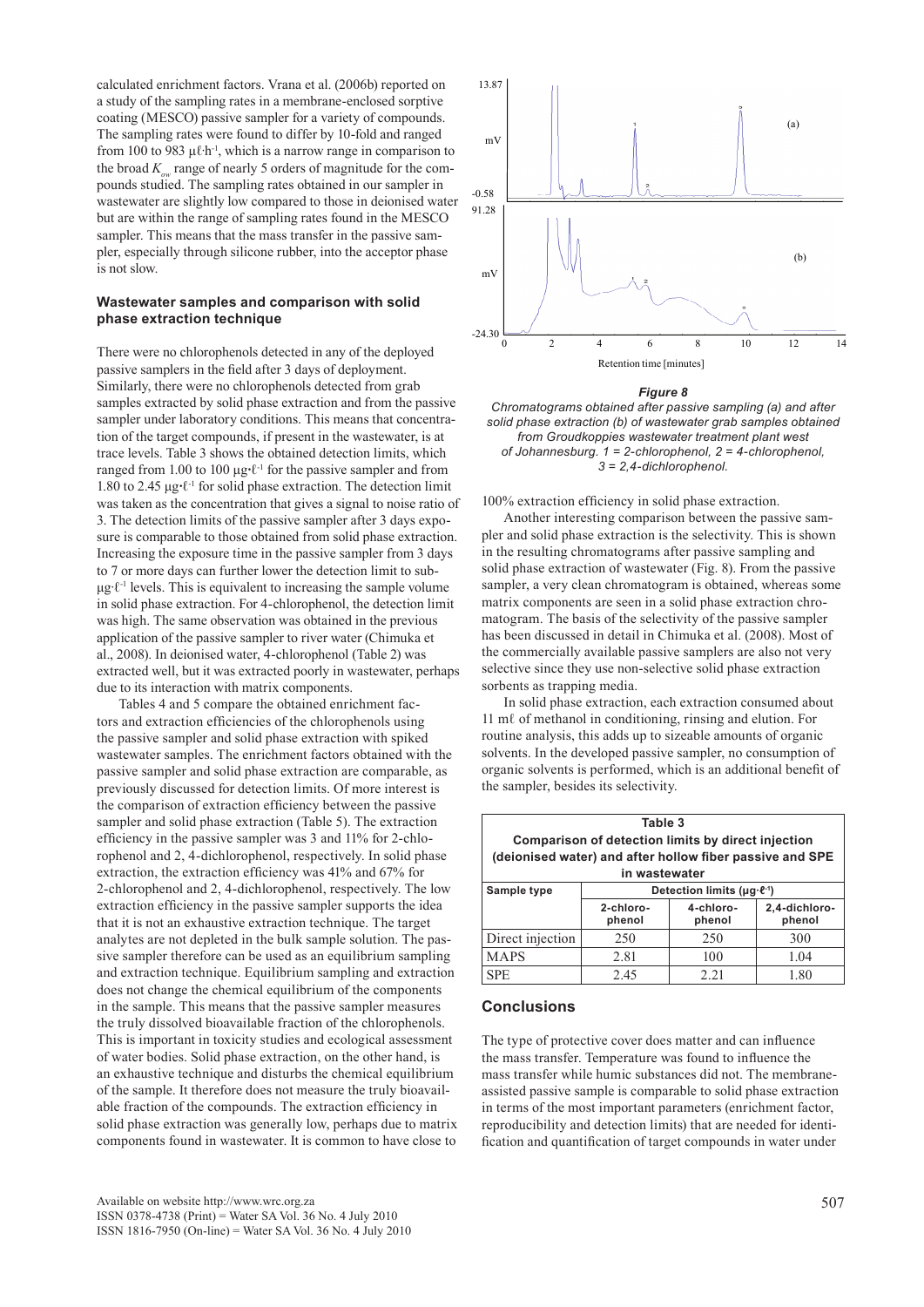calculated enrichment factors. Vrana et al. (2006b) reported on a study of the sampling rates in a membrane-enclosed sorptive coating (MESCO) passive sampler for a variety of compounds. The sampling rates were found to differ by 10-fold and ranged from 100 to 983 μℓ·h⁻¹, which is a narrow range in comparison to the broad $K_{ow}$ range of nearly 5 orders of magnitude for the compounds studied. The sampling rates obtained in our sampler in wastewater are slightly low compared to those in deionised water but are within the range of sampling rates found in the MESCO sampler. This means that the mass transfer in the passive sampler, especially through silicone rubber, into the acceptor phase is not slow.

### Wastewater samples and comparison with solid phase extraction technique

There were no chlorophenols detected in any of the deployed passive samplers in the field after 3 days of deployment. Similarly, there were no chlorophenols detected from grab samples extracted by solid phase extraction and from the passive sampler under laboratory conditions. This means that concentration of the target compounds, if present in the wastewater, is at trace levels. Table 3 shows the obtained detection limits, which ranged from 1.00 to 100 μg·ℓ⁻¹ for the passive sampler and from 1.80 to 2.45 μg·ℓ⁻¹ for solid phase extraction. The detection limit was taken as the concentration that gives a signal to noise ratio of 3. The detection limits of the passive sampler after 3 days exposure is comparable to those obtained from solid phase extraction. Increasing the exposure time in the passive sampler from 3 days to 7 or more days can further lower the detection limit to sub-μg·ℓ⁻¹ levels. This is equivalent to increasing the sample volume in solid phase extraction. For 4-chlorophenol, the detection limit was high. The same observation was obtained in the previous application of the passive sampler to river water (Chimuka et al., 2008). In deionised water, 4-chlorophenol (Table 2) was extracted well, but it was extracted poorly in wastewater, perhaps due to its interaction with matrix components.

Tables 4 and 5 compare the obtained enrichment factors and extraction efficiencies of the chlorophenols using the passive sampler and solid phase extraction with spiked wastewater samples. The enrichment factors obtained with the passive sampler and solid phase extraction are comparable, as previously discussed for detection limits. Of more interest is the comparison of extraction efficiency between the passive sampler and solid phase extraction (Table 5). The extraction efficiency in the passive sampler was 3 and 11% for 2-chlorophenol and 2, 4-dichlorophenol, respectively. In solid phase extraction, the extraction efficiency was 41% and 67% for 2-chlorophenol and 2, 4-dichlorophenol, respectively. The low extraction efficiency in the passive sampler supports the idea that it is not an exhaustive extraction technique. The target analytes are not depleted in the bulk sample solution. The passive sampler therefore can be used as an equilibrium sampling and extraction technique. Equilibrium sampling and extraction does not change the chemical equilibrium of the components in the sample. This means that the passive sampler measures the truly dissolved bioavailable fraction of the chlorophenols. This is important in toxicity studies and ecological assessment of water bodies. Solid phase extraction, on the other hand, is an exhaustive technique and disturbs the chemical equilibrium of the sample. It therefore does not measure the truly bioavailable fraction of the compounds. The extraction efficiency in solid phase extraction was generally low, perhaps due to matrix components found in wastewater. It is common to have close to 100% extraction efficiency in solid phase extraction.

***Figure 8***
*Chromatograms obtained after passive sampling (a) and after solid phase extraction (b) of wastewater grab samples obtained from Groudkoppies wastewater treatment plant west of Johannesburg. 1 = 2-chlorophenol, 2 = 4-chlorophenol, 3 = 2,4-dichlorophenol.*

Another interesting comparison between the passive sampler and solid phase extraction is the selectivity. This is shown in the resulting chromatograms after passive sampling and solid phase extraction of wastewater (Fig. 8). From the passive sampler, a very clean chromatogram is obtained, whereas some matrix components are seen in a solid phase extraction chromatogram. The basis of the selectivity of the passive sampler has been discussed in detail in Chimuka et al. (2008). Most of the commercially available passive samplers are also not very selective since they use non-selective solid phase extraction sorbents as trapping media.

In solid phase extraction, each extraction consumed about 11 mℓ of methanol in conditioning, rinsing and elution. For routine analysis, this adds up to sizeable amounts of organic solvents. In the developed passive sampler, no consumption of organic solvents is performed, which is an additional benefit of the sampler, besides its selectivity.

**Table 3**
**Comparison of detection limits by direct injection (deionised water) and after hollow fiber passive and SPE in wastewater**

| Sample type | Detection limits (μg·ℓ⁻¹) | | |
|---|---|---|---|
| | 2-chlorophenol | 4-chlorophenol | 2,4-dichlorophenol |
| Direct injection | 250 | 250 | 300 |
| MAPS | 2.81 | 100 | 1.04 |
| SPE | 2.45 | 2.21 | 1.80 |

## Conclusions

The type of protective cover does matter and can influence the mass transfer. Temperature was found to influence the mass transfer while humic substances did not. The membrane-assisted passive sample is comparable to solid phase extraction in terms of the most important parameters (enrichment factor, reproducibility and detection limits) that are needed for identification and quantification of target compounds in water under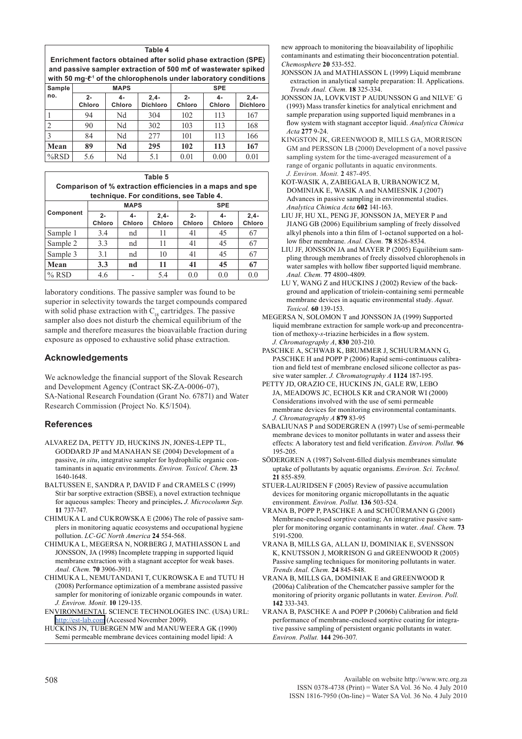**Table 4**
**Enrichment factors obtained after solid phase extraction (SPE) and passive sampler extraction of 500 mℓ of wastewater spiked with 50 mg·ℓ$^{-1}$ of the chlorophenols under laboratory conditions**

| Sample no. | MAPS | | | SPE | | |
|---|---|---|---|---|---|---|
| | 2-Chloro | 4-Chloro | 2,4-Dichloro | 2-Chloro | 4-Chloro | 2,4-Dichloro |
| 1 | 94 | Nd | 304 | 102 | 113 | 167 |
| 2 | 90 | Nd | 302 | 103 | 113 | 168 |
| 3 | 84 | Nd | 277 | 101 | 113 | 166 |
| **Mean** | **89** | **Nd** | **295** | **102** | **113** | **167** |
| %RSD | 5.6 | Nd | 5.1 | 0.01 | 0.00 | 0.01 |

**Table 5**
**Comparison of % extraction efficiencies in a maps and spe technique. For conditions, see Table 4.**

| Component | MAPS | | | SPE | | |
|---|---|---|---|---|---|---|
| | 2-Chloro | 4-Chloro | 2,4-Chloro | 2-Chloro | 4-Chloro | 2,4-Chloro |
| Sample 1 | 3.4 | nd | 11 | 41 | 45 | 67 |
| Sample 2 | 3.3 | nd | 11 | 41 | 45 | 67 |
| Sample 3 | 3.1 | nd | 10 | 41 | 45 | 67 |
| **Mean** | **3.3** | **nd** | **11** | **41** | **45** | **67** |
| % RSD | 4.6 | - | 5.4 | 0.0 | 0.0 | 0.0 |

laboratory conditions. The passive sampler was found to be superior in selectivity towards the target compounds compared with solid phase extraction with $C_{18}$ cartridges. The passive sampler also does not disturb the chemical equilibrium of the sample and therefore measures the bioavailable fraction during exposure as opposed to exhaustive solid phase extraction.

## Acknowledgements

We acknowledge the financial support of the Slovak Research and Development Agency (Contract SK-ZA-0006-07), SA-National Research Foundation (Grant No. 67871) and Water Research Commission (Project No. K5/1504).

## References

ALVAREZ DA, PETTY JD, HUCKINS JN, JONES-LEPP TL, GODDARD JP and MANAHAN SE (2004) Development of a passive, *in situ*, integrative sampler for hydrophilic organic contaminants in aquatic environments. *Environ. Toxicol. Chem*. **23** 1640-1648.

BALTUSSEN E, SANDRA P, DAVID F and CRAMELS C (1999) Stir bar sorptive extraction (SBSE), a novel extraction technique for aqueous samples: Theory and principles**.** *J. Microcolumn Sep.* **11** 737-747.

CHIMUKA L and CUKROWSKA E (2006) The role of passive samplers in monitoring aquatic ecosystems and occupational hygiene pollution. *LC-GC North America* **24** 554-568.

CHIMUKA L, MEGERSA N, NORBERG J, MATHIASSON L and JONSSON, JA (1998) Incomplete trapping in supported liquid membrane extraction with a stagnant acceptor for weak bases. *Anal. Chem.* **70** 3906-3911.

CHIMUKA L, NEMUTANDANI T, CUKROWSKA E and TUTU H (2008) Performance optimization of a membrane assisted passive sampler for monitoring of ionizable organic compounds in water. *J. Environ. Monit.* **10** 129-135.

ENVIRONMENTAL SCIENCE TECHNOLOGIES INC. (USA) URL: http://est-lab.com (Accessed November 2009).

HUCKINS JN, TUBERGEN MW and MANUWEERA GK (1990) Semi permeable membrane devices containing model lipid: A new approach to monitoring the bioavailability of lipophilic contaminants and estimating their bioconcentration potential. *Chemosphere* **20** 533-552.

JONSSON JA and MATHIASSON L (1999) Liquid membrane extraction in analytical sample preparation: II. Applications. *Trends Anal. Chem.* **18** 325-334.

JONSSON JA, LOVKVIST P AUDUNSSON G and NILVE´ G (1993) Mass transfer kinetics for analytical enrichment and sample preparation using supported liquid membranes in a flow system with stagnant acceptor liquid. *Analytica Chimica Acta* **277** 9-24.

KINGSTON JK, GREENWOOD R, MILLS GA, MORRISON GM and PERSSON LB (2000) Development of a novel passive sampling system for the time-averaged measurement of a range of organic pollutants in aquatic environments. *J. Environ. Monit.* **2** 487-495.

KOT-WASIK A, ZABIEGALA B, URBANOWICZ M, DOMINIAK E, WASIK A and NAMIESNIK J (2007) Advances in passive sampling in environmental studies. *Analytica Chimica Acta* **602** 141-163.

LIU JF, HU XL, PENG JF, JONSSON JA, MEYER P and JIANG GB (2006) Equilibrium sampling of freely dissolved alkyl phenols into a thin film of 1-octanol supported on a hollow fiber membrane. *Anal. Chem.* **78** 8526-8534.

LIU JF, JONSSON JA and MAYER P (2005) Equilibrium sampling through membranes of freely dissolved chlorophenols in water samples with hollow fiber supported liquid membrane. *Anal. Chem.* **77** 4800-4809.

LU Y, WANG Z and HUCKINS J (2002) Review of the background and application of triolein-containing semi permeable membrane devices in aquatic environmental study. *Aquat. Toxicol.* **60** 139-153.

MEGERSA N, SOLOMON T and JONSSON JA (1999) Supported liquid membrane extraction for sample work-up and preconcentration of methoxy-*s*-triazine herbicides in a flow system. *J. Chromatography A*, **830** 203-210.

PASCHKE A, SCHWAB K, BRUMMER J, SCHUURMANN G, PASCHKE H and POPP P (2006) Rapid semi-continuous calibration and field test of membrane enclosed silicone collector as passive water sampler. *J. Chromatography A* **1124** 187-195.

PETTY JD, ORAZIO CE, HUCKINS JN, GALE RW, LEBO JA, MEADOWS JC, ECHOLS KR and CRANOR WI (2000) Considerations involved with the use of semi permeable membrane devices for monitoring environmental contaminants. *J. Chromatography A* **879** 83-95

SABALIUNAS P and SODERGREN A (1997) Use of semi-permeable membrane devices to monitor pollutants in water and assess their effects: A laboratory test and field verification. *Environ. Pollut.* **96** 195-205.

SÖDERGREN A (1987) Solvent-filled dialysis membranes simulate uptake of pollutants by aquatic organisms. *Environ. Sci. Technol.* **21** 855-859.

STUER-LAURIDSEN F (2005) Review of passive accumulation devices for monitoring organic micropollutants in the aquatic environment. *Environ. Pollut.* **136** 503-524.

VRANA B, POPP P, PASCHKE A and SCHÜÜRMANN G (2001) Membrane-enclosed sorptive coating; An integrative passive sampler for monitoring organic contaminants in water. *Anal. Chem.* **73** 5191-5200.

VRANA B, MILLS GA, ALLAN IJ, DOMINIAK E, SVENSSON K, KNUTSSON J, MORRISON G and GREENWOOD R (2005) Passive sampling techniques for monitoring pollutants in water. *Trends Anal. Chem.* **24** 845-848.

VRANA B, MILLS GA, DOMINIAK E and GREENWOOD R (2006a) Calibration of the Chemcatcher passive sampler for the monitoring of priority organic pollutants in water. *Environ. Poll.* **142** 333-343.

VRANA B, PASCHKE A and POPP P (2006b) Calibration and field performance of membrane-enclosed sorptive coating for integrative passive sampling of persistent organic pollutants in water. *Environ. Pollut.* **144** 296-307.